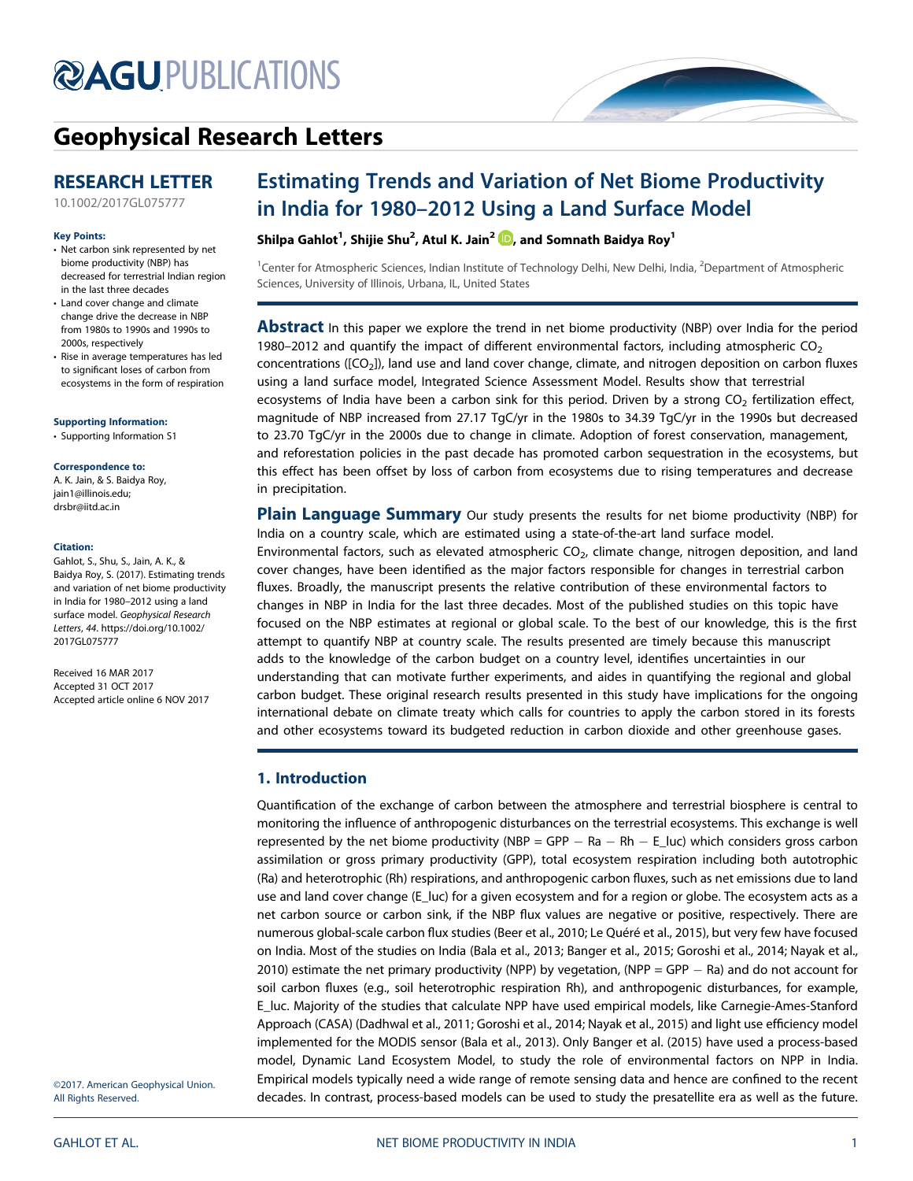# Geophysical Research Letters

## RESEARCH LETTER

10.1002/2017GL075777

**Key Points:**

- Net carbon sink represented by net biome productivity (NBP) has decreased for terrestrial Indian region in the last three decades
- Land cover change and climate change drive the decrease in NBP from 1980s to 1990s and 1990s to 2000s, respectively
- Rise in average temperatures has led to significant loses of carbon from ecosystems in the form of respiration

**Supporting Information:**

- Supporting Information S1

**Correspondence to:**

A. K. Jain, & S. Baidya Roy,
jain1@illinois.edu;
drsbr@iitd.ac.in

**Citation:**

Gahlot, S., Shu, S., Jain, A. K., & Baidya Roy, S. (2017). Estimating trends and variation of net biome productivity in India for 1980–2012 using a land surface model. *Geophysical Research Letters*, *44*. https://doi.org/10.1002/2017GL075777

Received 16 MAR 2017
Accepted 31 OCT 2017
Accepted article online 6 NOV 2017

©2017. American Geophysical Union. All Rights Reserved.

# Estimating Trends and Variation of Net Biome Productivity in India for 1980–2012 Using a Land Surface Model

**Shilpa Gahlot[1], Shijie Shu[2], Atul K. Jain[2], and Somnath Baidya Roy[1]**

[1]Center for Atmospheric Sciences, Indian Institute of Technology Delhi, New Delhi, India, [2]Department of Atmospheric Sciences, University of Illinois, Urbana, IL, United States

**Abstract** In this paper we explore the trend in net biome productivity (NBP) over India for the period 1980–2012 and quantify the impact of different environmental factors, including atmospheric $CO_2$ concentrations ([$CO_2$]), land use and land cover change, climate, and nitrogen deposition on carbon fluxes using a land surface model, Integrated Science Assessment Model. Results show that terrestrial ecosystems of India have been a carbon sink for this period. Driven by a strong $CO_2$ fertilization effect, magnitude of NBP increased from 27.17 TgC/yr in the 1980s to 34.39 TgC/yr in the 1990s but decreased to 23.70 TgC/yr in the 2000s due to change in climate. Adoption of forest conservation, management, and reforestation policies in the past decade has promoted carbon sequestration in the ecosystems, but this effect has been offset by loss of carbon from ecosystems due to rising temperatures and decrease in precipitation.

**Plain Language Summary** Our study presents the results for net biome productivity (NBP) for India on a country scale, which are estimated using a state-of-the-art land surface model. Environmental factors, such as elevated atmospheric $CO_2$, climate change, nitrogen deposition, and land cover changes, have been identified as the major factors responsible for changes in terrestrial carbon fluxes. Broadly, the manuscript presents the relative contribution of these environmental factors to changes in NBP in India for the last three decades. Most of the published studies on this topic have focused on the NBP estimates at regional or global scale. To the best of our knowledge, this is the first attempt to quantify NBP at country scale. The results presented are timely because this manuscript adds to the knowledge of the carbon budget on a country level, identifies uncertainties in our understanding that can motivate further experiments, and aides in quantifying the regional and global carbon budget. These original research results presented in this study have implications for the ongoing international debate on climate treaty which calls for countries to apply the carbon stored in its forests and other ecosystems toward its budgeted reduction in carbon dioxide and other greenhouse gases.

## 1. Introduction

Quantification of the exchange of carbon between the atmosphere and terrestrial biosphere is central to monitoring the influence of anthropogenic disturbances on the terrestrial ecosystems. This exchange is well represented by the net biome productivity (NBP = GPP − Ra − Rh − E_luc) which considers gross carbon assimilation or gross primary productivity (GPP), total ecosystem respiration including both autotrophic (Ra) and heterotrophic (Rh) respirations, and anthropogenic carbon fluxes, such as net emissions due to land use and land cover change (E_luc) for a given ecosystem and for a region or globe. The ecosystem acts as a net carbon source or carbon sink, if the NBP flux values are negative or positive, respectively. There are numerous global-scale carbon flux studies (Beer et al., 2010; Le Quéré et al., 2015), but very few have focused on India. Most of the studies on India (Bala et al., 2013; Banger et al., 2015; Goroshi et al., 2014; Nayak et al., 2010) estimate the net primary productivity (NPP) by vegetation, (NPP = GPP − Ra) and do not account for soil carbon fluxes (e.g., soil heterotrophic respiration Rh), and anthropogenic disturbances, for example, E_luc. Majority of the studies that calculate NPP have used empirical models, like Carnegie-Ames-Stanford Approach (CASA) (Dadhwal et al., 2011; Goroshi et al., 2014; Nayak et al., 2015) and light use efficiency model implemented for the MODIS sensor (Bala et al., 2013). Only Banger et al. (2015) have used a process-based model, Dynamic Land Ecosystem Model, to study the role of environmental factors on NPP in India. Empirical models typically need a wide range of remote sensing data and hence are confined to the recent decades. In contrast, process-based models can be used to study the presatellite era as well as the future.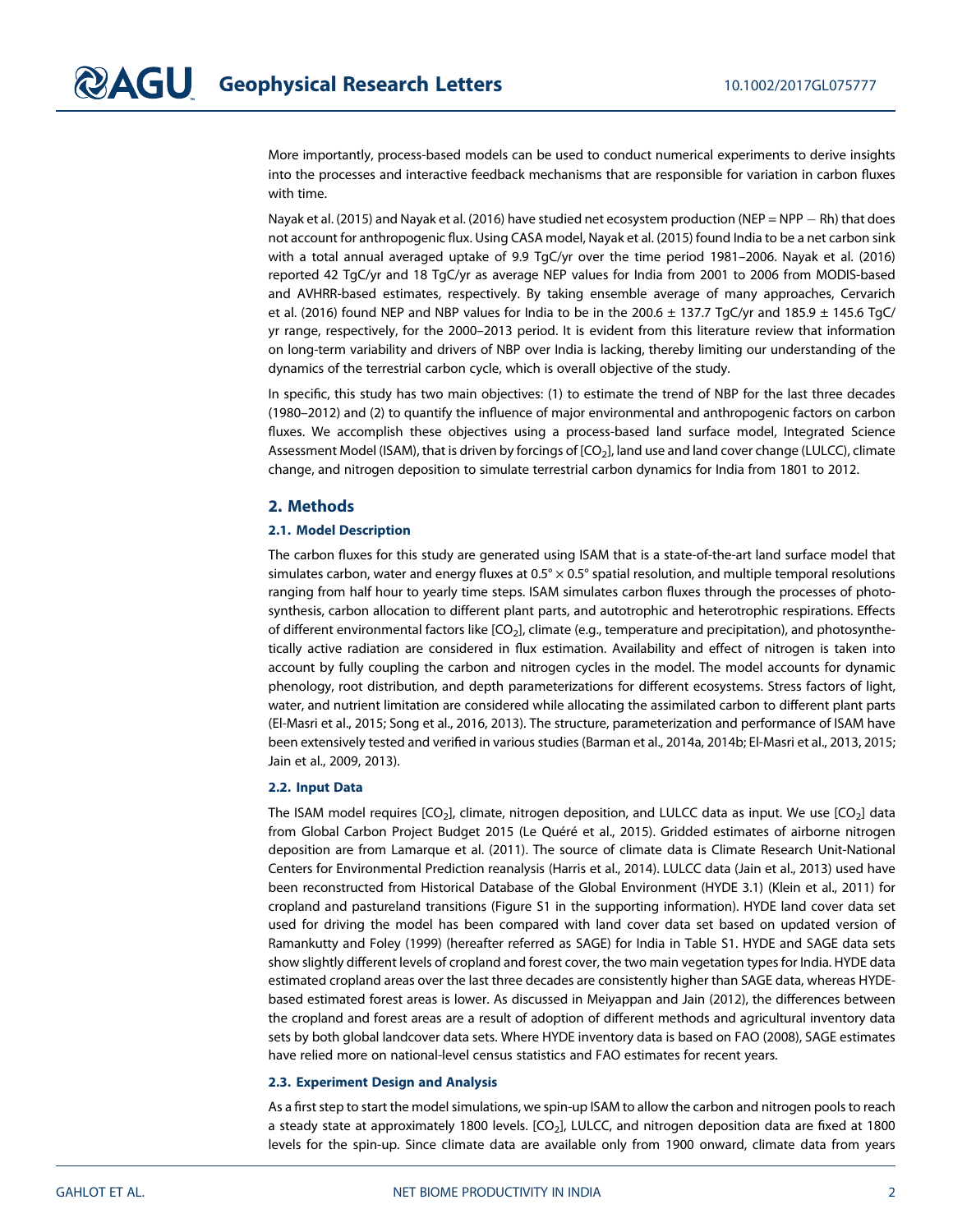More importantly, process-based models can be used to conduct numerical experiments to derive insights into the processes and interactive feedback mechanisms that are responsible for variation in carbon fluxes with time.

Nayak et al. (2015) and Nayak et al. (2016) have studied net ecosystem production (NEP = NPP − Rh) that does not account for anthropogenic flux. Using CASA model, Nayak et al. (2015) found India to be a net carbon sink with a total annual averaged uptake of 9.9 TgC/yr over the time period 1981–2006. Nayak et al. (2016) reported 42 TgC/yr and 18 TgC/yr as average NEP values for India from 2001 to 2006 from MODIS-based and AVHRR-based estimates, respectively. By taking ensemble average of many approaches, Cervarich et al. (2016) found NEP and NBP values for India to be in the 200.6 ± 137.7 TgC/yr and 185.9 ± 145.6 TgC/yr range, respectively, for the 2000–2013 period. It is evident from this literature review that information on long-term variability and drivers of NBP over India is lacking, thereby limiting our understanding of the dynamics of the terrestrial carbon cycle, which is overall objective of the study.

In specific, this study has two main objectives: (1) to estimate the trend of NBP for the last three decades (1980–2012) and (2) to quantify the influence of major environmental and anthropogenic factors on carbon fluxes. We accomplish these objectives using a process-based land surface model, Integrated Science Assessment Model (ISAM), that is driven by forcings of [$CO_2$], land use and land cover change (LULCC), climate change, and nitrogen deposition to simulate terrestrial carbon dynamics for India from 1801 to 2012.

## 2. Methods

### 2.1. Model Description

The carbon fluxes for this study are generated using ISAM that is a state-of-the-art land surface model that simulates carbon, water and energy fluxes at 0.5° × 0.5° spatial resolution, and multiple temporal resolutions ranging from half hour to yearly time steps. ISAM simulates carbon fluxes through the processes of photosynthesis, carbon allocation to different plant parts, and autotrophic and heterotrophic respirations. Effects of different environmental factors like [$CO_2$], climate (e.g., temperature and precipitation), and photosynthetically active radiation are considered in flux estimation. Availability and effect of nitrogen is taken into account by fully coupling the carbon and nitrogen cycles in the model. The model accounts for dynamic phenology, root distribution, and depth parameterizations for different ecosystems. Stress factors of light, water, and nutrient limitation are considered while allocating the assimilated carbon to different plant parts (El-Masri et al., 2015; Song et al., 2016, 2013). The structure, parameterization and performance of ISAM have been extensively tested and verified in various studies (Barman et al., 2014a, 2014b; El-Masri et al., 2013, 2015; Jain et al., 2009, 2013).

### 2.2. Input Data

The ISAM model requires [$CO_2$], climate, nitrogen deposition, and LULCC data as input. We use [$CO_2$] data from Global Carbon Project Budget 2015 (Le Quéré et al., 2015). Gridded estimates of airborne nitrogen deposition are from Lamarque et al. (2011). The source of climate data is Climate Research Unit-National Centers for Environmental Prediction reanalysis (Harris et al., 2014). LULCC data (Jain et al., 2013) used have been reconstructed from Historical Database of the Global Environment (HYDE 3.1) (Klein et al., 2011) for cropland and pastureland transitions (Figure S1 in the supporting information). HYDE land cover data set used for driving the model has been compared with land cover data set based on updated version of Ramankutty and Foley (1999) (hereafter referred as SAGE) for India in Table S1. HYDE and SAGE data sets show slightly different levels of cropland and forest cover, the two main vegetation types for India. HYDE data estimated cropland areas over the last three decades are consistently higher than SAGE data, whereas HYDE-based estimated forest areas is lower. As discussed in Meiyappan and Jain (2012), the differences between the cropland and forest areas are a result of adoption of different methods and agricultural inventory data sets by both global landcover data sets. Where HYDE inventory data is based on FAO (2008), SAGE estimates have relied more on national-level census statistics and FAO estimates for recent years.

### 2.3. Experiment Design and Analysis

As a first step to start the model simulations, we spin-up ISAM to allow the carbon and nitrogen pools to reach a steady state at approximately 1800 levels. [$CO_2$], LULCC, and nitrogen deposition data are fixed at 1800 levels for the spin-up. Since climate data are available only from 1900 onward, climate data from years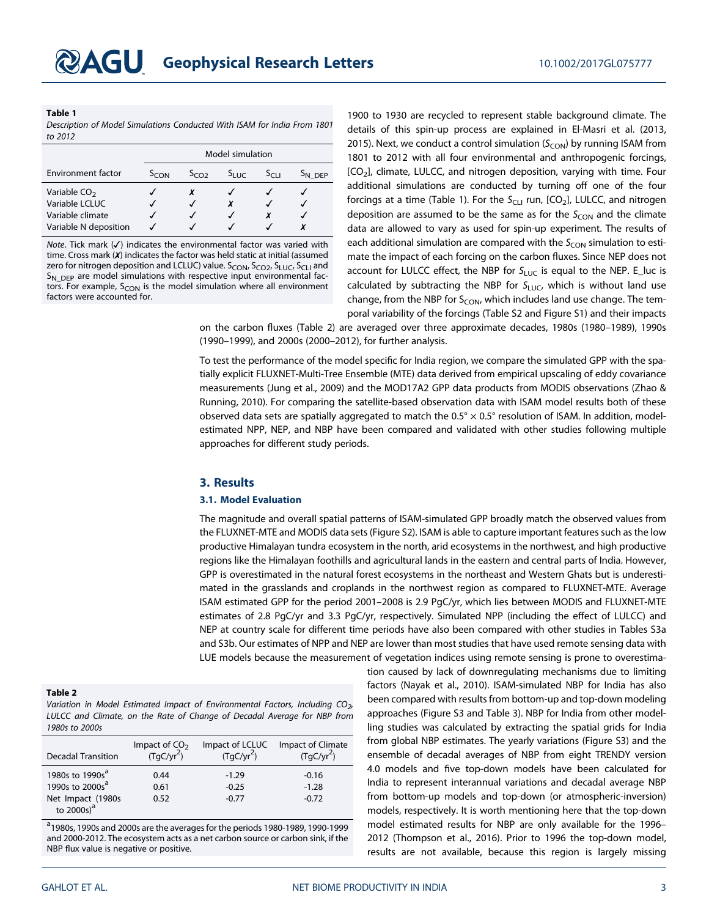**Table 1**

*Description of Model Simulations Conducted With ISAM for India From 1801 to 2012*

| Environment factor | Model simulation | | | | |
|---|---|---|---|---|---|
| | $S_{CON}$ | $S_{CO2}$ | $S_{LUC}$ | $S_{CLI}$ | $S_{N\_DEP}$ |
| Variable $CO_2$ | ✓ | ✗ | ✓ | ✓ | ✓ |
| Variable LCLUC | ✓ | ✓ | ✗ | ✓ | ✓ |
| Variable climate | ✓ | ✓ | ✓ | ✗ | ✓ |
| Variable N deposition | ✓ | ✓ | ✓ | ✓ | ✗ |

*Note*. Tick mark (✓) indicates the environmental factor was varied with time. Cross mark (✗) indicates the factor was held static at initial (assumed zero for nitrogen deposition and LCLUC) value. $S_{CON}$, $S_{CO2}$, $S_{LUC}$, $S_{CLI}$ and $S_{N\_DEP}$ are model simulations with respective input environmental factors. For example, $S_{CON}$ is the model simulation where all environment factors were accounted for.

1900 to 1930 are recycled to represent stable background climate. The details of this spin-up process are explained in El-Masri et al. (2013, 2015). Next, we conduct a control simulation ($S_{CON}$) by running ISAM from 1801 to 2012 with all four environmental and anthropogenic forcings, [$CO_2$], climate, LULCC, and nitrogen deposition, varying with time. Four additional simulations are conducted by turning off one of the four forcings at a time (Table 1). For the $S_{CLI}$ run, [$CO_2$], LULCC, and nitrogen deposition are assumed to be the same as for the $S_{CON}$ and the climate data are allowed to vary as used for spin-up experiment. The results of each additional simulation are compared with the $S_{CON}$ simulation to estimate the impact of each forcing on the carbon fluxes. Since NEP does not account for LULCC effect, the NBP for $S_{LUC}$ is equal to the NEP. E_luc is calculated by subtracting the NBP for $S_{LUC}$, which is without land use change, from the NBP for $S_{CON}$, which includes land use change. The temporal variability of the forcings (Table S2 and Figure S1) and their impacts on the carbon fluxes (Table 2) are averaged over three approximate decades, 1980s (1980–1989), 1990s (1990–1999), and 2000s (2000–2012), for further analysis.

To test the performance of the model specific for India region, we compare the simulated GPP with the spatially explicit FLUXNET-Multi-Tree Ensemble (MTE) data derived from empirical upscaling of eddy covariance measurements (Jung et al., 2009) and the MOD17A2 GPP data products from MODIS observations (Zhao & Running, 2010). For comparing the satellite-based observation data with ISAM model results both of these observed data sets are spatially aggregated to match the 0.5° × 0.5° resolution of ISAM. In addition, model-estimated NPP, NEP, and NBP have been compared and validated with other studies following multiple approaches for different study periods.

## 3. Results

### 3.1. Model Evaluation

The magnitude and overall spatial patterns of ISAM-simulated GPP broadly match the observed values from the FLUXNET-MTE and MODIS data sets (Figure S2). ISAM is able to capture important features such as the low productive Himalayan tundra ecosystem in the north, arid ecosystems in the northwest, and high productive regions like the Himalayan foothills and agricultural lands in the eastern and central parts of India. However, GPP is overestimated in the natural forest ecosystems in the northeast and Western Ghats but is underestimated in the grasslands and croplands in the northwest region as compared to FLUXNET-MTE. Average ISAM estimated GPP for the period 2001–2008 is 2.9 PgC/yr, which lies between MODIS and FLUXNET-MTE estimates of 2.8 PgC/yr and 3.3 PgC/yr, respectively. Simulated NPP (including the effect of LULCC) and NEP at country scale for different time periods have also been compared with other studies in Tables S3a and S3b. Our estimates of NPP and NEP are lower than most studies that have used remote sensing data with LUE models because the measurement of vegetation indices using remote sensing is prone to overestimation caused by lack of downregulating mechanisms due to limiting factors (Nayak et al., 2010). ISAM-simulated NBP for India has also been compared with results from bottom-up and top-down modeling approaches (Figure S3 and Table 3). NBP for India from other modelling studies was calculated by extracting the spatial grids for India from global NBP estimates. The yearly variations (Figure S3) and the ensemble of decadal averages of NBP from eight TRENDY version 4.0 models and five top-down models have been calculated for India to represent interannual variations and decadal average NBP from bottom-up models and top-down (or atmospheric-inversion) models, respectively. It is worth mentioning here that the top-down model estimated results for NBP are only available for the 1996–2012 (Thompson et al., 2016). Prior to 1996 the top-down model, results are not available, because this region is largely missing

**Table 2**

*Variation in Model Estimated Impact of Environmental Factors, Including $CO_2$, LULCC and Climate, on the Rate of Change of Decadal Average for NBP from 1980s to 2000s*

| Decadal Transition | Impact of $CO_2$ ($TgC/yr^2$) | Impact of LCLUC ($TgC/yr^2$) | Impact of Climate ($TgC/yr^2$) |
|---|---|---|---|
| 1980s to 1990s[a] | 0.44 | -1.29 | -0.16 |
| 1990s to 2000s[a] | 0.61 | -0.25 | -1.28 |
| Net Impact (1980s to 2000s)[a] | 0.52 | -0.77 | -0.72 |

[a]1980s, 1990s and 2000s are the averages for the periods 1980-1989, 1990-1999 and 2000-2012. The ecosystem acts as a net carbon source or carbon sink, if the NBP flux value is negative or positive.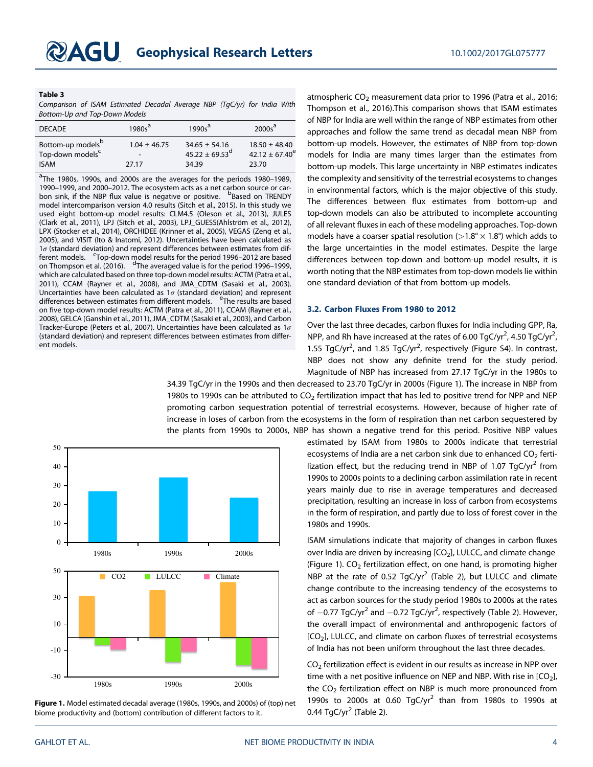**Table 3**

*Comparison of ISAM Estimated Decadal Average NBP (TgC/yr) for India With Bottom-Up and Top-Down Models*

| DECADE | 1980s[a] | 1990s[a] | 2000s[a] |
|---|---|---|---|
| Bottom-up models[b] | 1.04 ± 46.75 | 34.65 ± 54.16 | 18.50 ± 48.40 |
| Top-down models[c] | - | 45.22 ± 69.53[d] | 42.12 ± 67.40[e] |
| ISAM | 27.17 | 34.39 | 23.70 |

[a]The 1980s, 1990s, and 2000s are the averages for the periods 1980–1989, 1990–1999, and 2000–2012. The ecosystem acts as a net carbon source or carbon sink, if the NBP flux value is negative or positive. [b]Based on TRENDY model intercomparison version 4.0 results (Sitch et al., 2015). In this study we used eight bottom-up model results: CLM4.5 (Oleson et al., 2013), JULES (Clark et al., 2011), LPJ (Sitch et al., 2003), LPJ_GUESS(Ahlström et al., 2012), LPX (Stocker et al., 2014), ORCHIDEE (Krinner et al., 2005), VEGAS (Zeng et al., 2005), and VISIT (Ito & Inatomi, 2012). Uncertainties have been calculated as 1$\sigma$ (standard deviation) and represent differences between estimates from different models. [c]Top-down model results for the period 1996–2012 are based on Thompson et al. (2016). [d]The averaged value is for the period 1996–1999, which are calculated based on three top-down model results: ACTM (Patra et al., 2011), CCAM (Rayner et al., 2008), and JMA_CDTM (Sasaki et al., 2003). Uncertainties have been calculated as 1$\sigma$ (standard deviation) and represent differences between estimates from different models. [e]The results are based on five top-down model results: ACTM (Patra et al., 2011), CCAM (Rayner et al., 2008), GELCA (Ganshin et al., 2011), JMA_CDTM (Sasaki et al., 2003), and Carbon Tracker-Europe (Peters et al., 2007). Uncertainties have been calculated as 1$\sigma$ (standard deviation) and represent differences between estimates from different models.

atmospheric $CO_2$ measurement data prior to 1996 (Patra et al., 2016; Thompson et al., 2016).This comparison shows that ISAM estimates of NBP for India are well within the range of NBP estimates from other approaches and follow the same trend as decadal mean NBP from bottom-up models. However, the estimates of NBP from top-down models for India are many times larger than the estimates from bottom-up models. This large uncertainty in NBP estimates indicates the complexity and sensitivity of the terrestrial ecosystems to changes in environmental factors, which is the major objective of this study. The differences between flux estimates from bottom-up and top-down models can also be attributed to incomplete accounting of all relevant fluxes in each of these modeling approaches. Top-down models have a coarser spatial resolution (>1.8° × 1.8°) which adds to the large uncertainties in the model estimates. Despite the large differences between top-down and bottom-up model results, it is worth noting that the NBP estimates from top-down models lie within one standard deviation of that from bottom-up models.

### 3.2. Carbon Fluxes From 1980 to 2012

Over the last three decades, carbon fluxes for India including GPP, Ra, NPP, and Rh have increased at the rates of 6.00 TgC/yr$^2$, 4.50 TgC/yr$^2$, 1.55 TgC/yr$^2$, and 1.85 TgC/yr$^2$, respectively (Figure S4). In contrast, NBP does not show any definite trend for the study period. Magnitude of NBP has increased from 27.17 TgC/yr in the 1980s to 34.39 TgC/yr in the 1990s and then decreased to 23.70 TgC/yr in 2000s (Figure 1). The increase in NBP from 1980s to 1990s can be attributed to $CO_2$ fertilization impact that has led to positive trend for NPP and NEP promoting carbon sequestration potential of terrestrial ecosystems. However, because of higher rate of increase in loses of carbon from the ecosystems in the form of respiration than net carbon sequestered by the plants from 1990s to 2000s, NBP has shown a negative trend for this period. Positive NBP values estimated by ISAM from 1980s to 2000s indicate that terrestrial ecosystems of India are a net carbon sink due to enhanced $CO_2$ fertilization effect, but the reducing trend in NBP of 1.07 TgC/yr$^2$ from 1990s to 2000s points to a declining carbon assimilation rate in recent years mainly due to rise in average temperatures and decreased precipitation, resulting an increase in loss of carbon from ecosystems in the form of respiration, and partly due to loss of forest cover in the 1980s and 1990s.

**Figure 1.** Model estimated decadal average (1980s, 1990s, and 2000s) of (top) net biome productivity and (bottom) contribution of different factors to it.

ISAM simulations indicate that majority of changes in carbon fluxes over India are driven by increasing [$CO_2$], LULCC, and climate change (Figure 1). $CO_2$ fertilization effect, on one hand, is promoting higher NBP at the rate of 0.52 TgC/yr$^2$ (Table 2), but LULCC and climate change contribute to the increasing tendency of the ecosystems to act as carbon sources for the study period 1980s to 2000s at the rates of −0.77 TgC/yr$^2$ and −0.72 TgC/yr$^2$, respectively (Table 2). However, the overall impact of environmental and anthropogenic factors of [$CO_2$], LULCC, and climate on carbon fluxes of terrestrial ecosystems of India has not been uniform throughout the last three decades.

$CO_2$ fertilization effect is evident in our results as increase in NPP over time with a net positive influence on NEP and NBP. With rise in [$CO_2$], the $CO_2$ fertilization effect on NBP is much more pronounced from 1990s to 2000s at 0.60 TgC/yr$^2$ than from 1980s to 1990s at 0.44 TgC/yr$^2$ (Table 2).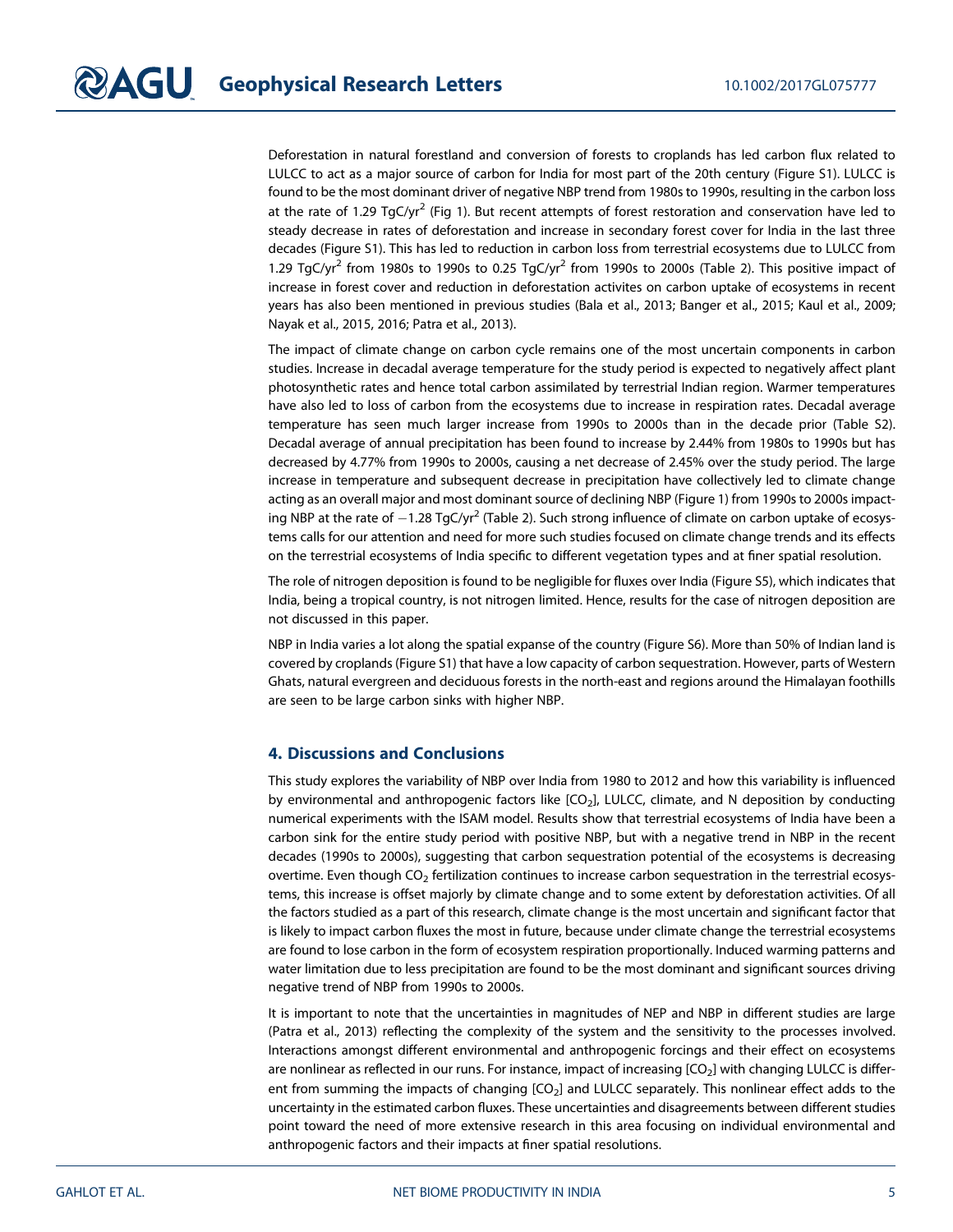Deforestation in natural forestland and conversion of forests to croplands has led carbon flux related to LULCC to act as a major source of carbon for India for most part of the 20th century (Figure S1). LULCC is found to be the most dominant driver of negative NBP trend from 1980s to 1990s, resulting in the carbon loss at the rate of 1.29 $TgC/yr^2$ (Fig 1). But recent attempts of forest restoration and conservation have led to steady decrease in rates of deforestation and increase in secondary forest cover for India in the last three decades (Figure S1). This has led to reduction in carbon loss from terrestrial ecosystems due to LULCC from 1.29 $TgC/yr^2$ from 1980s to 1990s to 0.25 $TgC/yr^2$ from 1990s to 2000s (Table 2). This positive impact of increase in forest cover and reduction in deforestation activites on carbon uptake of ecosystems in recent years has also been mentioned in previous studies (Bala et al., 2013; Banger et al., 2015; Kaul et al., 2009; Nayak et al., 2015, 2016; Patra et al., 2013).

The impact of climate change on carbon cycle remains one of the most uncertain components in carbon studies. Increase in decadal average temperature for the study period is expected to negatively affect plant photosynthetic rates and hence total carbon assimilated by terrestrial Indian region. Warmer temperatures have also led to loss of carbon from the ecosystems due to increase in respiration rates. Decadal average temperature has seen much larger increase from 1990s to 2000s than in the decade prior (Table S2). Decadal average of annual precipitation has been found to increase by 2.44% from 1980s to 1990s but has decreased by 4.77% from 1990s to 2000s, causing a net decrease of 2.45% over the study period. The large increase in temperature and subsequent decrease in precipitation have collectively led to climate change acting as an overall major and most dominant source of declining NBP (Figure 1) from 1990s to 2000s impacting NBP at the rate of −1.28 $TgC/yr^2$ (Table 2). Such strong influence of climate on carbon uptake of ecosystems calls for our attention and need for more such studies focused on climate change trends and its effects on the terrestrial ecosystems of India specific to different vegetation types and at finer spatial resolution.

The role of nitrogen deposition is found to be negligible for fluxes over India (Figure S5), which indicates that India, being a tropical country, is not nitrogen limited. Hence, results for the case of nitrogen deposition are not discussed in this paper.

NBP in India varies a lot along the spatial expanse of the country (Figure S6). More than 50% of Indian land is covered by croplands (Figure S1) that have a low capacity of carbon sequestration. However, parts of Western Ghats, natural evergreen and deciduous forests in the north-east and regions around the Himalayan foothills are seen to be large carbon sinks with higher NBP.

## 4. Discussions and Conclusions

This study explores the variability of NBP over India from 1980 to 2012 and how this variability is influenced by environmental and anthropogenic factors like [$CO_2$], LULCC, climate, and N deposition by conducting numerical experiments with the ISAM model. Results show that terrestrial ecosystems of India have been a carbon sink for the entire study period with positive NBP, but with a negative trend in NBP in the recent decades (1990s to 2000s), suggesting that carbon sequestration potential of the ecosystems is decreasing overtime. Even though $CO_2$ fertilization continues to increase carbon sequestration in the terrestrial ecosystems, this increase is offset majorly by climate change and to some extent by deforestation activities. Of all the factors studied as a part of this research, climate change is the most uncertain and significant factor that is likely to impact carbon fluxes the most in future, because under climate change the terrestrial ecosystems are found to lose carbon in the form of ecosystem respiration proportionally. Induced warming patterns and water limitation due to less precipitation are found to be the most dominant and significant sources driving negative trend of NBP from 1990s to 2000s.

It is important to note that the uncertainties in magnitudes of NEP and NBP in different studies are large (Patra et al., 2013) reflecting the complexity of the system and the sensitivity to the processes involved. Interactions amongst different environmental and anthropogenic forcings and their effect on ecosystems are nonlinear as reflected in our runs. For instance, impact of increasing [$CO_2$] with changing LULCC is different from summing the impacts of changing [$CO_2$] and LULCC separately. This nonlinear effect adds to the uncertainty in the estimated carbon fluxes. These uncertainties and disagreements between different studies point toward the need of more extensive research in this area focusing on individual environmental and anthropogenic factors and their impacts at finer spatial resolutions.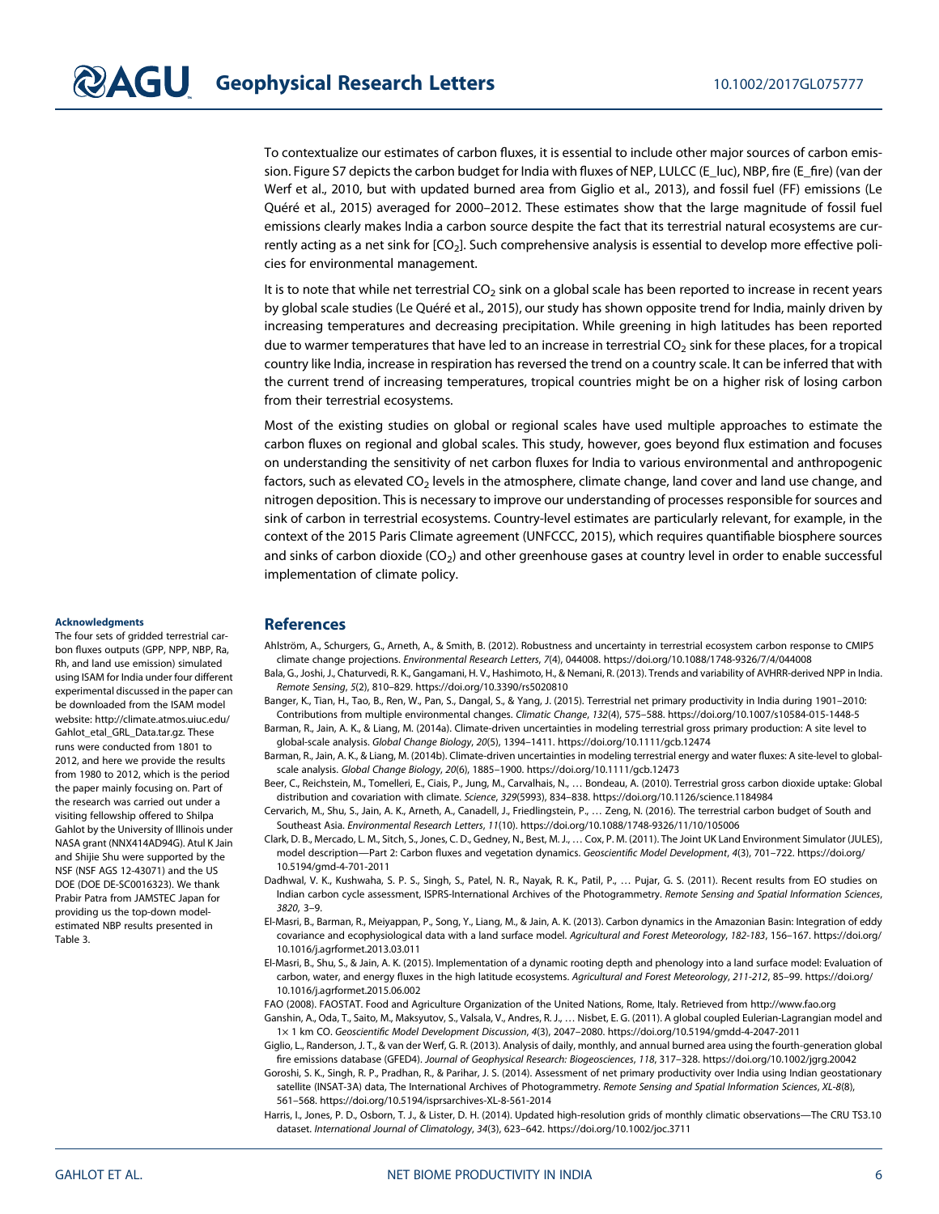To contextualize our estimates of carbon fluxes, it is essential to include other major sources of carbon emission. Figure S7 depicts the carbon budget for India with fluxes of NEP, LULCC (E_luc), NBP, fire (E_fire) (van der Werf et al., 2010, but with updated burned area from Giglio et al., 2013), and fossil fuel (FF) emissions (Le Quéré et al., 2015) averaged for 2000–2012. These estimates show that the large magnitude of fossil fuel emissions clearly makes India a carbon source despite the fact that its terrestrial natural ecosystems are currently acting as a net sink for [$CO_2$]. Such comprehensive analysis is essential to develop more effective policies for environmental management.

It is to note that while net terrestrial $CO_2$ sink on a global scale has been reported to increase in recent years by global scale studies (Le Quéré et al., 2015), our study has shown opposite trend for India, mainly driven by increasing temperatures and decreasing precipitation. While greening in high latitudes has been reported due to warmer temperatures that have led to an increase in terrestrial $CO_2$ sink for these places, for a tropical country like India, increase in respiration has reversed the trend on a country scale. It can be inferred that with the current trend of increasing temperatures, tropical countries might be on a higher risk of losing carbon from their terrestrial ecosystems.

Most of the existing studies on global or regional scales have used multiple approaches to estimate the carbon fluxes on regional and global scales. This study, however, goes beyond flux estimation and focuses on understanding the sensitivity of net carbon fluxes for India to various environmental and anthropogenic factors, such as elevated $CO_2$ levels in the atmosphere, climate change, land cover and land use change, and nitrogen deposition. This is necessary to improve our understanding of processes responsible for sources and sink of carbon in terrestrial ecosystems. Country-level estimates are particularly relevant, for example, in the context of the 2015 Paris Climate agreement (UNFCCC, 2015), which requires quantifiable biosphere sources and sinks of carbon dioxide ($CO_2$) and other greenhouse gases at country level in order to enable successful implementation of climate policy.

#### Acknowledgments

The four sets of gridded terrestrial carbon fluxes outputs (GPP, NPP, NBP, Ra, Rh, and land use emission) simulated using ISAM for India under four different experimental discussed in the paper can be downloaded from the ISAM model website: http://climate.atmos.uiuc.edu/Gahlot_etal_GRL_Data.tar.gz. These runs were conducted from 1801 to 2012, and here we provide the results from 1980 to 2012, which is the period the paper mainly focusing on. Part of the research was carried out under a visiting fellowship offered to Shilpa Gahlot by the University of Illinois under NASA grant (NNX414AD94G). Atul K Jain and Shijie Shu were supported by the NSF (NSF AGS 12-43071) and the US DOE (DOE DE-SC0016323). We thank Prabir Patra from JAMSTEC Japan for providing us the top-down model-estimated NBP results presented in Table 3.

## References

Ahlström, A., Schurgers, G., Arneth, A., & Smith, B. (2012). Robustness and uncertainty in terrestrial ecosystem carbon response to CMIP5 climate change projections. *Environmental Research Letters*, *7*(4), 044008. https://doi.org/10.1088/1748-9326/7/4/044008

Bala, G., Joshi, J., Chaturvedi, R. K., Gangamani, H. V., Hashimoto, H., & Nemani, R. (2013). Trends and variability of AVHRR-derived NPP in India. *Remote Sensing*, *5*(2), 810–829. https://doi.org/10.3390/rs5020810

Banger, K., Tian, H., Tao, B., Ren, W., Pan, S., Dangal, S., & Yang, J. (2015). Terrestrial net primary productivity in India during 1901–2010: Contributions from multiple environmental changes. *Climatic Change*, *132*(4), 575–588. https://doi.org/10.1007/s10584-015-1448-5

Barman, R., Jain, A. K., & Liang, M. (2014a). Climate-driven uncertainties in modeling terrestrial gross primary production: A site level to global-scale analysis. *Global Change Biology*, *20*(5), 1394–1411. https://doi.org/10.1111/gcb.12474

Barman, R., Jain, A. K., & Liang, M. (2014b). Climate-driven uncertainties in modeling terrestrial energy and water fluxes: A site-level to global-scale analysis. *Global Change Biology*, *20*(6), 1885–1900. https://doi.org/10.1111/gcb.12473

Beer, C., Reichstein, M., Tomelleri, E., Ciais, P., Jung, M., Carvalhais, N., … Bondeau, A. (2010). Terrestrial gross carbon dioxide uptake: Global distribution and covariation with climate. *Science*, *329*(5993), 834–838. https://doi.org/10.1126/science.1184984

Cervarich, M., Shu, S., Jain, A. K., Arneth, A., Canadell, J., Friedlingstein, P., … Zeng, N. (2016). The terrestrial carbon budget of South and Southeast Asia. *Environmental Research Letters*, *11*(10). https://doi.org/10.1088/1748-9326/11/10/105006

Clark, D. B., Mercado, L. M., Sitch, S., Jones, C. D., Gedney, N., Best, M. J., … Cox, P. M. (2011). The Joint UK Land Environment Simulator (JULES), model description—Part 2: Carbon fluxes and vegetation dynamics. *Geoscientific Model Development*, *4*(3), 701–722. https://doi.org/10.5194/gmd-4-701-2011

Dadhwal, V. K., Kushwaha, S. P. S., Singh, S., Patel, N. R., Nayak, R. K., Patil, P., … Pujar, G. S. (2011). Recent results from EO studies on Indian carbon cycle assessment, ISPRS-International Archives of the Photogrammetry. *Remote Sensing and Spatial Information Sciences*, *3820*, 3–9.

El-Masri, B., Barman, R., Meiyappan, P., Song, Y., Liang, M., & Jain, A. K. (2013). Carbon dynamics in the Amazonian Basin: Integration of eddy covariance and ecophysiological data with a land surface model. *Agricultural and Forest Meteorology*, *182-183*, 156–167. https://doi.org/10.1016/j.agrformet.2013.03.011

El-Masri, B., Shu, S., & Jain, A. K. (2015). Implementation of a dynamic rooting depth and phenology into a land surface model: Evaluation of carbon, water, and energy fluxes in the high latitude ecosystems. *Agricultural and Forest Meteorology*, *211-212*, 85–99. https://doi.org/10.1016/j.agrformet.2015.06.002

FAO (2008). FAOSTAT. Food and Agriculture Organization of the United Nations, Rome, Italy. Retrieved from http://www.fao.org

Ganshin, A., Oda, T., Saito, M., Maksyutov, S., Valsala, V., Andres, R. J., … Nisbet, E. G. (2011). A global coupled Eulerian-Lagrangian model and 1× 1 km CO. *Geoscientific Model Development Discussion*, *4*(3), 2047–2080. https://doi.org/10.5194/gmdd-4-2047-2011

Giglio, L., Randerson, J. T., & van der Werf, G. R. (2013). Analysis of daily, monthly, and annual burned area using the fourth-generation global fire emissions database (GFED4). *Journal of Geophysical Research: Biogeosciences*, *118*, 317–328. https://doi.org/10.1002/jgrg.20042

Goroshi, S. K., Singh, R. P., Pradhan, R., & Parihar, J. S. (2014). Assessment of net primary productivity over India using Indian geostationary satellite (INSAT-3A) data, The International Archives of Photogrammetry. *Remote Sensing and Spatial Information Sciences*, *XL-8*(8), 561–568. https://doi.org/10.5194/isprsarchives-XL-8-561-2014

Harris, I., Jones, P. D., Osborn, T. J., & Lister, D. H. (2014). Updated high-resolution grids of monthly climatic observations—The CRU TS3.10 dataset. *International Journal of Climatology*, *34*(3), 623–642. https://doi.org/10.1002/joc.3711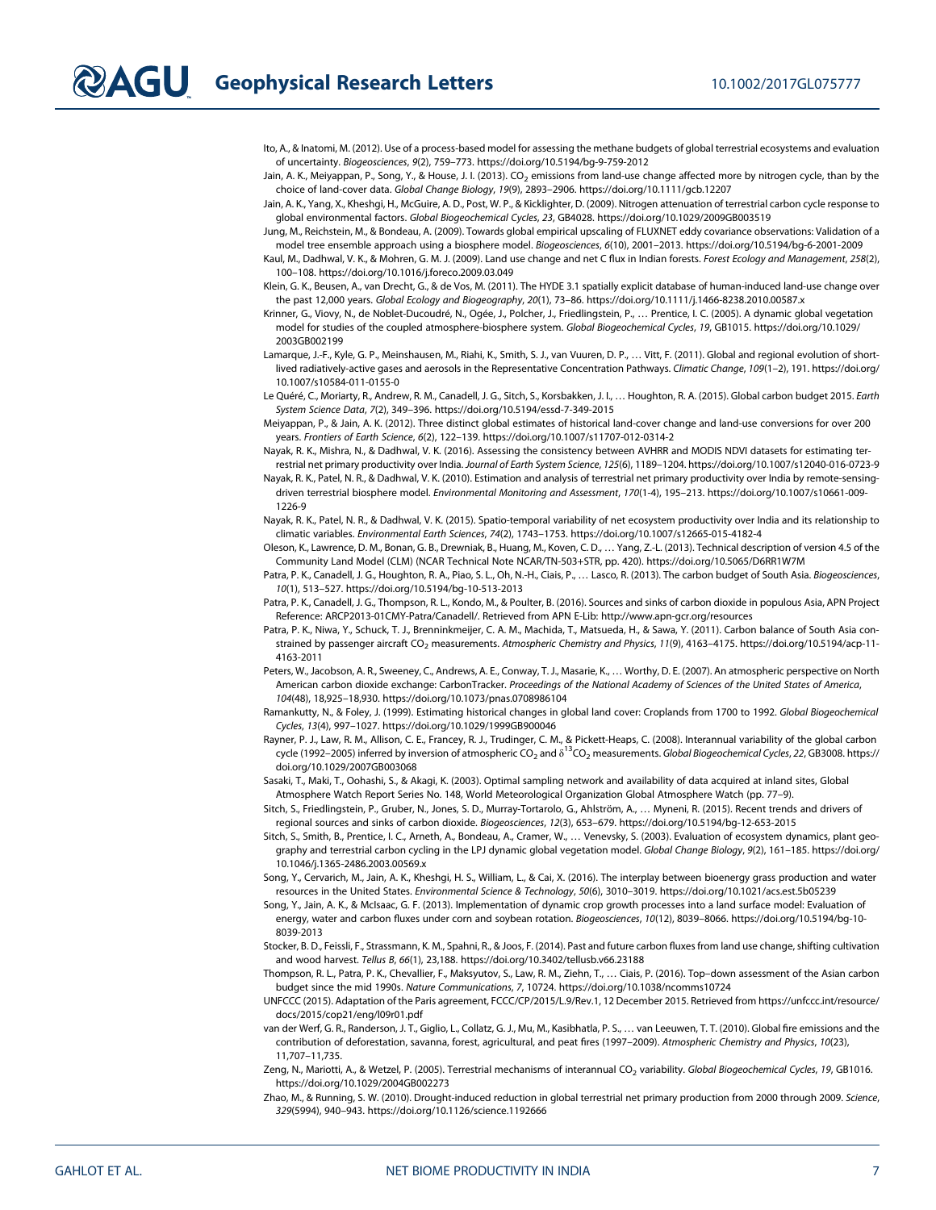Ito, A., & Inatomi, M. (2012). Use of a process-based model for assessing the methane budgets of global terrestrial ecosystems and evaluation of uncertainty. *Biogeosciences*, *9*(2), 759–773. https://doi.org/10.5194/bg-9-759-2012

Jain, A. K., Meiyappan, P., Song, Y., & House, J. I. (2013). $CO_2$ emissions from land-use change affected more by nitrogen cycle, than by the choice of land-cover data. *Global Change Biology*, *19*(9), 2893–2906. https://doi.org/10.1111/gcb.12207

Jain, A. K., Yang, X., Kheshgi, H., McGuire, A. D., Post, W. P., & Kicklighter, D. (2009). Nitrogen attenuation of terrestrial carbon cycle response to global environmental factors. *Global Biogeochemical Cycles*, *23*, GB4028. https://doi.org/10.1029/2009GB003519

Jung, M., Reichstein, M., & Bondeau, A. (2009). Towards global empirical upscaling of FLUXNET eddy covariance observations: Validation of a model tree ensemble approach using a biosphere model. *Biogeosciences*, *6*(10), 2001–2013. https://doi.org/10.5194/bg-6-2001-2009

Kaul, M., Dadhwal, V. K., & Mohren, G. M. J. (2009). Land use change and net C flux in Indian forests. *Forest Ecology and Management*, *258*(2), 100–108. https://doi.org/10.1016/j.foreco.2009.03.049

Klein, G. K., Beusen, A., van Drecht, G., & de Vos, M. (2011). The HYDE 3.1 spatially explicit database of human-induced land-use change over the past 12,000 years. *Global Ecology and Biogeography*, *20*(1), 73–86. https://doi.org/10.1111/j.1466-8238.2010.00587.x

Krinner, G., Viovy, N., de Noblet-Ducoudré, N., Ogée, J., Polcher, J., Friedlingstein, P., … Prentice, I. C. (2005). A dynamic global vegetation model for studies of the coupled atmosphere-biosphere system. *Global Biogeochemical Cycles*, *19*, GB1015. https://doi.org/10.1029/2003GB002199

Lamarque, J.-F., Kyle, G. P., Meinshausen, M., Riahi, K., Smith, S. J., van Vuuren, D. P., … Vitt, F. (2011). Global and regional evolution of short-lived radiatively-active gases and aerosols in the Representative Concentration Pathways. *Climatic Change*, *109*(1–2), 191. https://doi.org/10.1007/s10584-011-0155-0

Le Quéré, C., Moriarty, R., Andrew, R. M., Canadell, J. G., Sitch, S., Korsbakken, J. I., … Houghton, R. A. (2015). Global carbon budget 2015. *Earth System Science Data*, *7*(2), 349–396. https://doi.org/10.5194/essd-7-349-2015

Meiyappan, P., & Jain, A. K. (2012). Three distinct global estimates of historical land-cover change and land-use conversions for over 200 years. *Frontiers of Earth Science*, *6*(2), 122–139. https://doi.org/10.1007/s11707-012-0314-2

Nayak, R. K., Mishra, N., & Dadhwal, V. K. (2016). Assessing the consistency between AVHRR and MODIS NDVI datasets for estimating terrestrial net primary productivity over India. *Journal of Earth System Science*, *125*(6), 1189–1204. https://doi.org/10.1007/s12040-016-0723-9

Nayak, R. K., Patel, N. R., & Dadhwal, V. K. (2010). Estimation and analysis of terrestrial net primary productivity over India by remote-sensing-driven terrestrial biosphere model. *Environmental Monitoring and Assessment*, *170*(1-4), 195–213. https://doi.org/10.1007/s10661-009-1226-9

Nayak, R. K., Patel, N. R., & Dadhwal, V. K. (2015). Spatio-temporal variability of net ecosystem productivity over India and its relationship to climatic variables. *Environmental Earth Sciences*, *74*(2), 1743–1753. https://doi.org/10.1007/s12665-015-4182-4

Oleson, K., Lawrence, D. M., Bonan, G. B., Drewniak, B., Huang, M., Koven, C. D., … Yang, Z.-L. (2013). Technical description of version 4.5 of the Community Land Model (CLM) (NCAR Technical Note NCAR/TN-503+STR, pp. 420). https://doi.org/10.5065/D6RR1W7M

Patra, P. K., Canadell, J. G., Houghton, R. A., Piao, S. L., Oh, N.-H., Ciais, P., … Lasco, R. (2013). The carbon budget of South Asia. *Biogeosciences*, *10*(1), 513–527. https://doi.org/10.5194/bg-10-513-2013

Patra, P. K., Canadell, J. G., Thompson, R. L., Kondo, M., & Poulter, B. (2016). Sources and sinks of carbon dioxide in populous Asia, APN Project Reference: ARCP2013-01CMY-Patra/Canadell/. Retrieved from APN E-Lib: http://www.apn-gcr.org/resources

Patra, P. K., Niwa, Y., Schuck, T. J., Brenninkmeijer, C. A. M., Machida, T., Matsueda, H., & Sawa, Y. (2011). Carbon balance of South Asia constrained by passenger aircraft $CO_2$ measurements. *Atmospheric Chemistry and Physics*, *11*(9), 4163–4175. https://doi.org/10.5194/acp-11-4163-2011

Peters, W., Jacobson, A. R., Sweeney, C., Andrews, A. E., Conway, T. J., Masarie, K., … Worthy, D. E. (2007). An atmospheric perspective on North American carbon dioxide exchange: CarbonTracker. *Proceedings of the National Academy of Sciences of the United States of America*, *104*(48), 18,925–18,930. https://doi.org/10.1073/pnas.0708986104

Ramankutty, N., & Foley, J. (1999). Estimating historical changes in global land cover: Croplands from 1700 to 1992. *Global Biogeochemical Cycles*, *13*(4), 997–1027. https://doi.org/10.1029/1999GB900046

Rayner, P. J., Law, R. M., Allison, C. E., Francey, R. J., Trudinger, C. M., & Pickett-Heaps, C. (2008). Interannual variability of the global carbon cycle (1992–2005) inferred by inversion of atmospheric $CO_2$ and $\delta^{13}CO_2$ measurements. *Global Biogeochemical Cycles*, *22*, GB3008. https://doi.org/10.1029/2007GB003068

Sasaki, T., Maki, T., Oohashi, S., & Akagi, K. (2003). Optimal sampling network and availability of data acquired at inland sites, Global Atmosphere Watch Report Series No. 148, World Meteorological Organization Global Atmosphere Watch (pp. 77–9).

Sitch, S., Friedlingstein, P., Gruber, N., Jones, S. D., Murray-Tortarolo, G., Ahlström, A., … Myneni, R. (2015). Recent trends and drivers of regional sources and sinks of carbon dioxide. *Biogeosciences*, *12*(3), 653–679. https://doi.org/10.5194/bg-12-653-2015

Sitch, S., Smith, B., Prentice, I. C., Arneth, A., Bondeau, A., Cramer, W., … Venevsky, S. (2003). Evaluation of ecosystem dynamics, plant geography and terrestrial carbon cycling in the LPJ dynamic global vegetation model. *Global Change Biology*, *9*(2), 161–185. https://doi.org/10.1046/j.1365-2486.2003.00569.x

Song, Y., Cervarich, M., Jain, A. K., Kheshgi, H. S., William, L., & Cai, X. (2016). The interplay between bioenergy grass production and water resources in the United States. *Environmental Science & Technology*, *50*(6), 3010–3019. https://doi.org/10.1021/acs.est.5b05239

Song, Y., Jain, A. K., & McIsaac, G. F. (2013). Implementation of dynamic crop growth processes into a land surface model: Evaluation of energy, water and carbon fluxes under corn and soybean rotation. *Biogeosciences*, *10*(12), 8039–8066. https://doi.org/10.5194/bg-10-8039-2013

Stocker, B. D., Feissli, F., Strassmann, K. M., Spahni, R., & Joos, F. (2014). Past and future carbon fluxes from land use change, shifting cultivation and wood harvest. *Tellus B*, *66*(1), 23,188. https://doi.org/10.3402/tellusb.v66.23188

Thompson, R. L., Patra, P. K., Chevallier, F., Maksyutov, S., Law, R. M., Ziehn, T., … Ciais, P. (2016). Top–down assessment of the Asian carbon budget since the mid 1990s. *Nature Communications*, *7*, 10724. https://doi.org/10.1038/ncomms10724

UNFCCC (2015). Adaptation of the Paris agreement, FCCC/CP/2015/L.9/Rev.1, 12 December 2015. Retrieved from https://unfccc.int/resource/docs/2015/cop21/eng/l09r01.pdf

van der Werf, G. R., Randerson, J. T., Giglio, L., Collatz, G. J., Mu, M., Kasibhatla, P. S., … van Leeuwen, T. T. (2010). Global fire emissions and the contribution of deforestation, savanna, forest, agricultural, and peat fires (1997–2009). *Atmospheric Chemistry and Physics*, *10*(23), 11,707–11,735.

Zeng, N., Mariotti, A., & Wetzel, P. (2005). Terrestrial mechanisms of interannual $CO_2$ variability. *Global Biogeochemical Cycles*, *19*, GB1016. https://doi.org/10.1029/2004GB002273

Zhao, M., & Running, S. W. (2010). Drought-induced reduction in global terrestrial net primary production from 2000 through 2009. *Science*, *329*(5994), 940–943. https://doi.org/10.1126/science.1192666